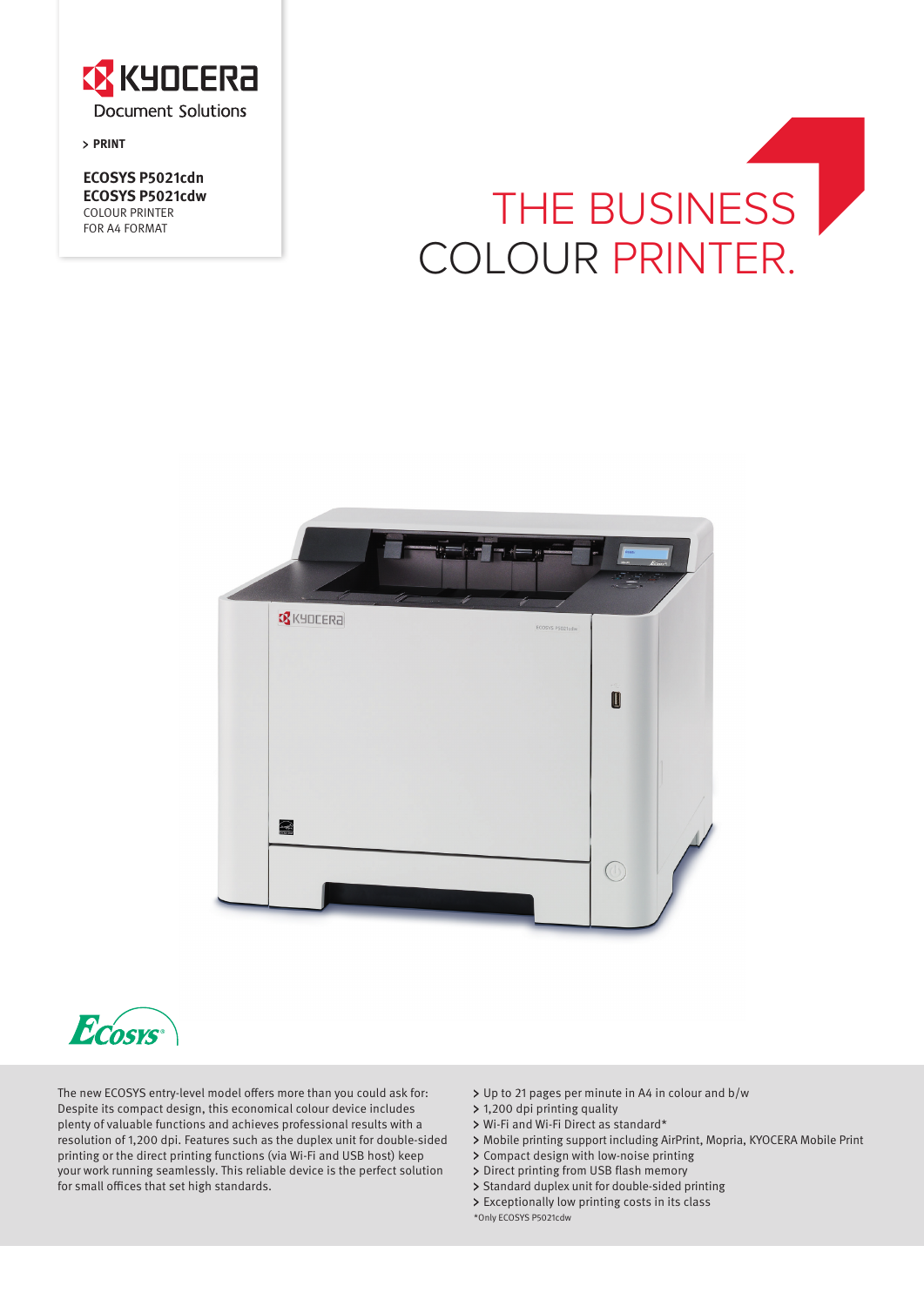KYOCERA Document Solutions

> PRINT

**ECOSYS P5021cdn**
**ECOSYS P5021cdw**
COLOUR PRINTER
FOR A4 FORMAT

# THE BUSINESS COLOUR PRINTER.

The new ECOSYS entry-level model offers more than you could ask for: Despite its compact design, this economical colour device includes plenty of valuable functions and achieves professional results with a resolution of 1,200 dpi. Features such as the duplex unit for double-sided printing or the direct printing functions (via Wi-Fi and USB host) keep your work running seamlessly. This reliable device is the perfect solution for small offices that set high standards.

- Up to 21 pages per minute in A4 in colour and b/w
- 1,200 dpi printing quality
- Wi-Fi and Wi-Fi Direct as standard*
- Mobile printing support including AirPrint, Mopria, KYOCERA Mobile Print
- Compact design with low-noise printing
- Direct printing from USB flash memory
- Standard duplex unit for double-sided printing
- Exceptionally low printing costs in its class

*Only ECOSYS P5021cdw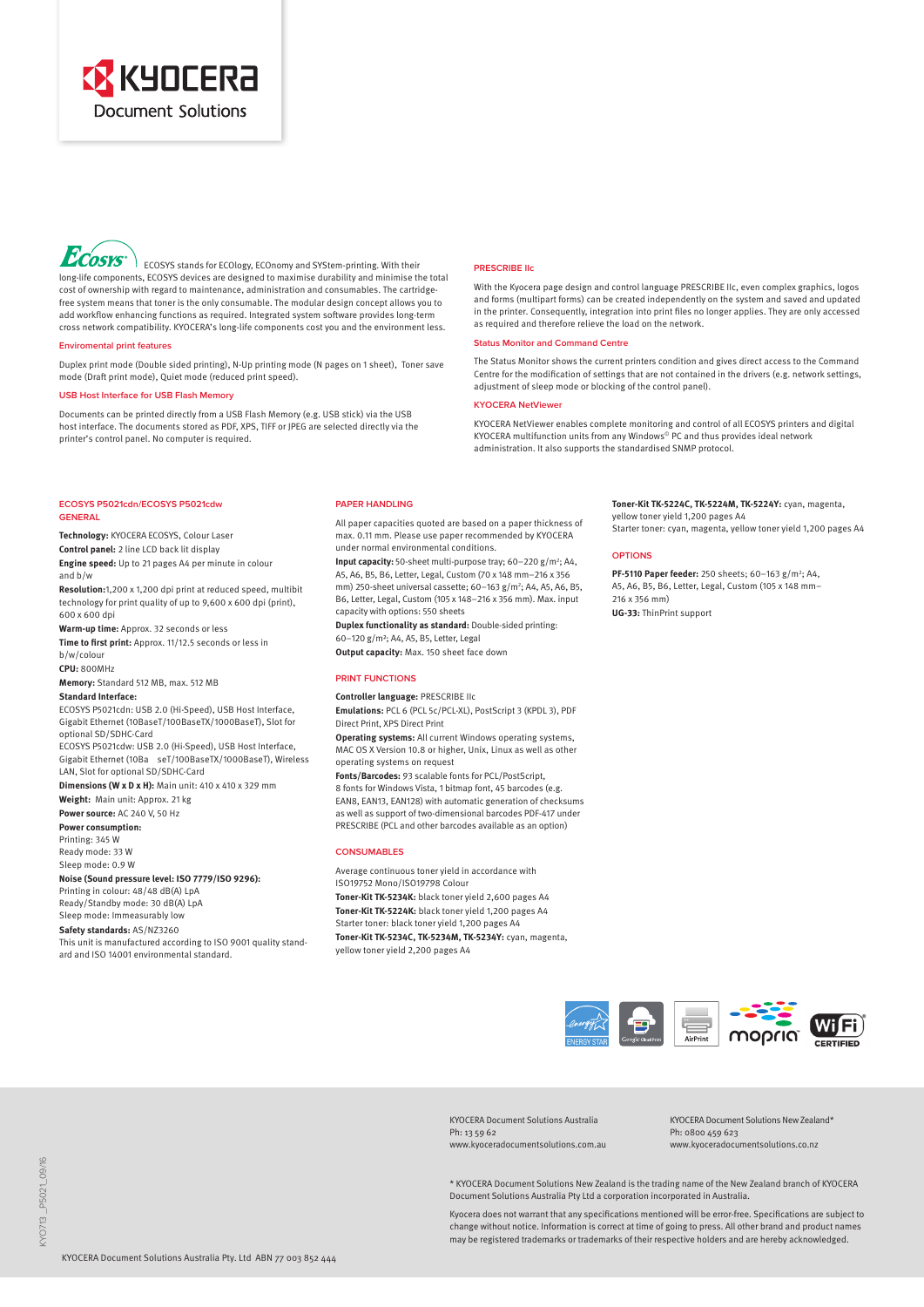KYOCERA Document Solutions

ECOSYS stands for ECOlogy, ECOnomy and SYStem-printing. With their long-life components, ECOSYS devices are designed to maximise durability and minimise the total cost of ownership with regard to maintenance, administration and consumables. The cartridge-free system means that toner is the only consumable. The modular design concept allows you to add workflow enhancing functions as required. Integrated system software provides long-term cross network compatibility. KYOCERA's long-life components cost you and the environment less.

### Enviromental print features

Duplex print mode (Double sided printing), N-Up printing mode (N pages on 1 sheet), Toner save mode (Draft print mode), Quiet mode (reduced print speed).

### USB Host Interface for USB Flash Memory

Documents can be printed directly from a USB Flash Memory (e.g. USB stick) via the USB host interface. The documents stored as PDF, XPS, TIFF or JPEG are selected directly via the printer's control panel. No computer is required.

### PRESCRIBE IIc

With the Kyocera page design and control language PRESCRIBE IIc, even complex graphics, logos and forms (multipart forms) can be created independently on the system and saved and updated in the printer. Consequently, integration into print files no longer applies. They are only accessed as required and therefore relieve the load on the network.

### Status Monitor and Command Centre

The Status Monitor shows the current printers condition and gives direct access to the Command Centre for the modification of settings that are not contained in the drivers (e.g. network settings, adjustment of sleep mode or blocking of the control panel).

### KYOCERA NetViewer

KYOCERA NetViewer enables complete monitoring and control of all ECOSYS printers and digital KYOCERA multifunction units from any Windows© PC and thus provides ideal network administration. It also supports the standardised SNMP protocol.

## ECOSYS P5021cdn/ECOSYS P5021cdw

### GENERAL

**Technology:** KYOCERA ECOSYS, Colour Laser

**Control panel:** 2 line LCD back lit display

**Engine speed:** Up to 21 pages A4 per minute in colour and b/w

**Resolution:**1,200 x 1,200 dpi print at reduced speed, multibit technology for print quality of up to 9,600 x 600 dpi (print), 600 x 600 dpi

**Warm-up time:** Approx. 32 seconds or less

**Time to first print:** Approx. 11/12.5 seconds or less in b/w/colour

**CPU:** 800MHz

**Memory:** Standard 512 MB, max. 512 MB

**Standard Interface:**
ECOSYS P5021cdn: USB 2.0 (Hi-Speed), USB Host Interface, Gigabit Ethernet (10BaseT/100BaseTX/1000BaseT), Slot for optional SD/SDHC-Card
ECOSYS P5021cdw: USB 2.0 (Hi-Speed), USB Host Interface, Gigabit Ethernet (10Ba seT/100BaseTX/1000BaseT), Wireless LAN, Slot for optional SD/SDHC-Card

**Dimensions (W x D x H):** Main unit: 410 x 410 x 329 mm

**Weight:** Main unit: Approx. 21 kg

**Power source:** AC 240 V, 50 Hz

**Power consumption:**
Printing: 345 W
Ready mode: 33 W
Sleep mode: 0.9 W

**Noise (Sound pressure level: ISO 7779/ISO 9296):**
Printing in colour: 48/48 dB(A) LpA
Ready/Standby mode: 30 dB(A) LpA
Sleep mode: Immeasurably low

**Safety standards:** AS/NZ3260
This unit is manufactured according to ISO 9001 quality standard and ISO 14001 environmental standard.

### PAPER HANDLING

All paper capacities quoted are based on a paper thickness of max. 0.11 mm. Please use paper recommended by KYOCERA under normal environmental conditions.

**Input capacity:** 50-sheet multi-purpose tray; 60–220 g/m²; A4, A5, A6, B5, B6, Letter, Legal, Custom (70 x 148 mm–216 x 356 mm) 250-sheet universal cassette; 60–163 g/m²; A4, A5, A6, B5, B6, Letter, Legal, Custom (105 x 148–216 x 356 mm). Max. input capacity with options: 550 sheets

**Duplex functionality as standard:** Double-sided printing: 60–120 g/m²; A4, A5, B5, Letter, Legal

**Output capacity:** Max. 150 sheet face down

### PRINT FUNCTIONS

**Controller language:** PRESCRIBE IIc

**Emulations:** PCL 6 (PCL 5c/PCL-XL), PostScript 3 (KPDL 3), PDF Direct Print, XPS Direct Print

**Operating systems:** All current Windows operating systems, MAC OS X Version 10.8 or higher, Unix, Linux as well as other operating systems on request

**Fonts/Barcodes:** 93 scalable fonts for PCL/PostScript, 8 fonts for Windows Vista, 1 bitmap font, 45 barcodes (e.g. EAN8, EAN13, EAN128) with automatic generation of checksums as well as support of two-dimensional barcodes PDF-417 under PRESCRIBE (PCL and other barcodes available as an option)

### CONSUMABLES

Average continuous toner yield in accordance with ISO19752 Mono/ISO19798 Colour

**Toner-Kit TK-5234K:** black toner yield 2,600 pages A4

**Toner-Kit TK-5224K:** black toner yield 1,200 pages A4
Starter toner: black toner yield 1,200 pages A4

**Toner-Kit TK-5234C, TK-5234M, TK-5234Y:** cyan, magenta, yellow toner yield 2,200 pages A4

**Toner-Kit TK-5224C, TK-5224M, TK-5224Y:** cyan, magenta, yellow toner yield 1,200 pages A4
Starter toner: cyan, magenta, yellow toner yield 1,200 pages A4

### OPTIONS

**PF-5110 Paper feeder:** 250 sheets; 60–163 g/m²; A4, A5, A6, B5, B6, Letter, Legal, Custom (105 x 148 mm–216 x 356 mm)

**UG-33:** ThinPrint support

KYOCERA Document Solutions Australia
Ph: 13 59 62
www.kyoceradocumentsolutions.com.au

KYOCERA Document Solutions New Zealand*
Ph: 0800 459 623
www.kyoceradocumentsolutions.co.nz

* KYOCERA Document Solutions New Zealand is the trading name of the New Zealand branch of KYOCERA Document Solutions Australia Pty Ltd a corporation incorporated in Australia.

Kyocera does not warrant that any specifications mentioned will be error-free. Specifications are subject to change without notice. Information is correct at time of going to press. All other brand and product names may be registered trademarks or trademarks of their respective holders and are hereby acknowledged.

KYO713 _P5021_09/16

KYOCERA Document Solutions Australia Pty. Ltd ABN 77 003 852 444